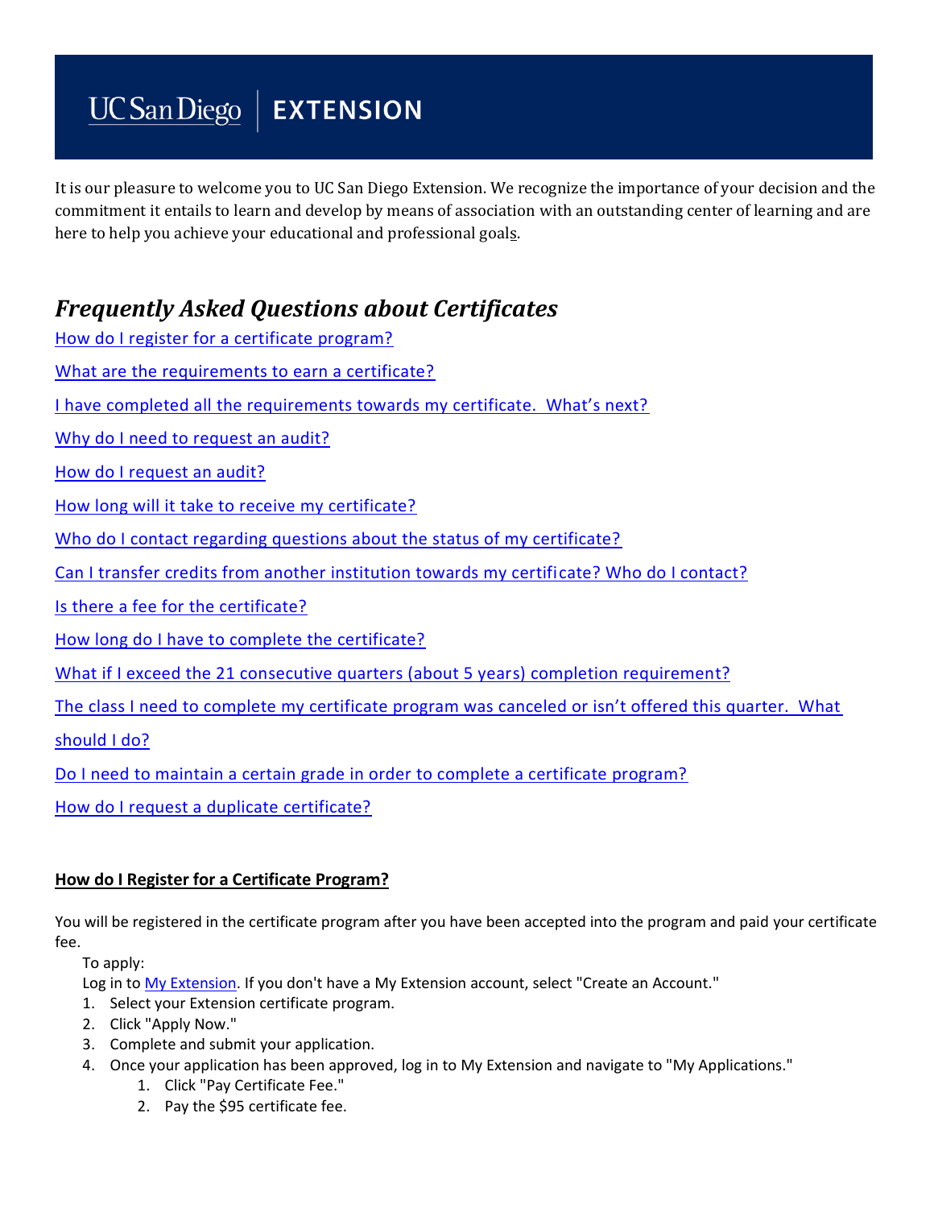# UC San Diego | EXTENSION

It is our pleasure to welcome you to UC San Diego Extension. We recognize the importance of your decision and the commitment it entails to learn and develop by means of association with an outstanding center of learning and are here to help you achieve your educational and professional goals.

## *Frequently Asked Questions about Certificates*

[How do I register for a certificate program?](#)

[What are the requirements to earn a certificate?](#)

[I have completed all the requirements towards my certificate. What's next?](#)

[Why do I need to request an audit?](#)

[How do I request an audit?](#)

[How long will it take to receive my certificate?](#)

[Who do I contact regarding questions about the status of my certificate?](#)

[Can I transfer credits from another institution towards my certificate? Who do I contact?](#)

[Is there a fee for the certificate?](#)

[How long do I have to complete the certificate?](#)

[What if I exceed the 21 consecutive quarters (about 5 years) completion requirement?](#)

[The class I need to complete my certificate program was canceled or isn't offered this quarter. What should I do?](#)

[Do I need to maintain a certain grade in order to complete a certificate program?](#)

[How do I request a duplicate certificate?](#)

**How do I Register for a Certificate Program?**

You will be registered in the certificate program after you have been accepted into the program and paid your certificate fee.

To apply:
Log in to [My Extension](#). If you don't have a My Extension account, select "Create an Account."

1. Select your Extension certificate program.
2. Click "Apply Now."
3. Complete and submit your application.
4. Once your application has been approved, log in to My Extension and navigate to "My Applications."
    1. Click "Pay Certificate Fee."
    2. Pay the $95 certificate fee.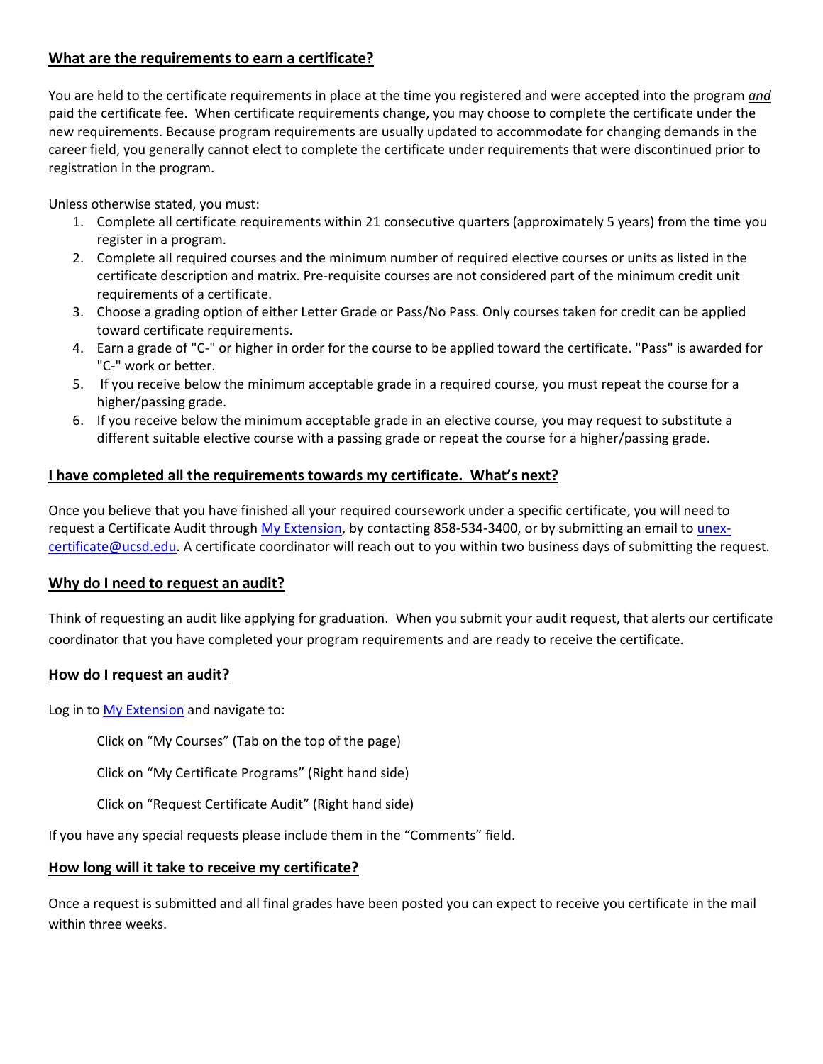## **What are the requirements to earn a certificate?**

You are held to the certificate requirements in place at the time you registered and were accepted into the program ***and*** paid the certificate fee. When certificate requirements change, you may choose to complete the certificate under the new requirements. Because program requirements are usually updated to accommodate for changing demands in the career field, you generally cannot elect to complete the certificate under requirements that were discontinued prior to registration in the program.

Unless otherwise stated, you must:

1. Complete all certificate requirements within 21 consecutive quarters (approximately 5 years) from the time you register in a program.
2. Complete all required courses and the minimum number of required elective courses or units as listed in the certificate description and matrix. Pre-requisite courses are not considered part of the minimum credit unit requirements of a certificate.
3. Choose a grading option of either Letter Grade or Pass/No Pass. Only courses taken for credit can be applied toward certificate requirements.
4. Earn a grade of "C-" or higher in order for the course to be applied toward the certificate. "Pass" is awarded for "C-" work or better.
5. If you receive below the minimum acceptable grade in a required course, you must repeat the course for a higher/passing grade.
6. If you receive below the minimum acceptable grade in an elective course, you may request to substitute a different suitable elective course with a passing grade or repeat the course for a higher/passing grade.

## **I have completed all the requirements towards my certificate. What's next?**

Once you believe that you have finished all your required coursework under a specific certificate, you will need to request a Certificate Audit through My Extension, by contacting 858-534-3400, or by submitting an email to unex-certificate@ucsd.edu. A certificate coordinator will reach out to you within two business days of submitting the request.

## **Why do I need to request an audit?**

Think of requesting an audit like applying for graduation. When you submit your audit request, that alerts our certificate coordinator that you have completed your program requirements and are ready to receive the certificate.

## **How do I request an audit?**

Log in to My Extension and navigate to:

Click on "My Courses" (Tab on the top of the page)

Click on "My Certificate Programs" (Right hand side)

Click on "Request Certificate Audit" (Right hand side)

If you have any special requests please include them in the "Comments" field.

## **How long will it take to receive my certificate?**

Once a request is submitted and all final grades have been posted you can expect to receive you certificate in the mail within three weeks.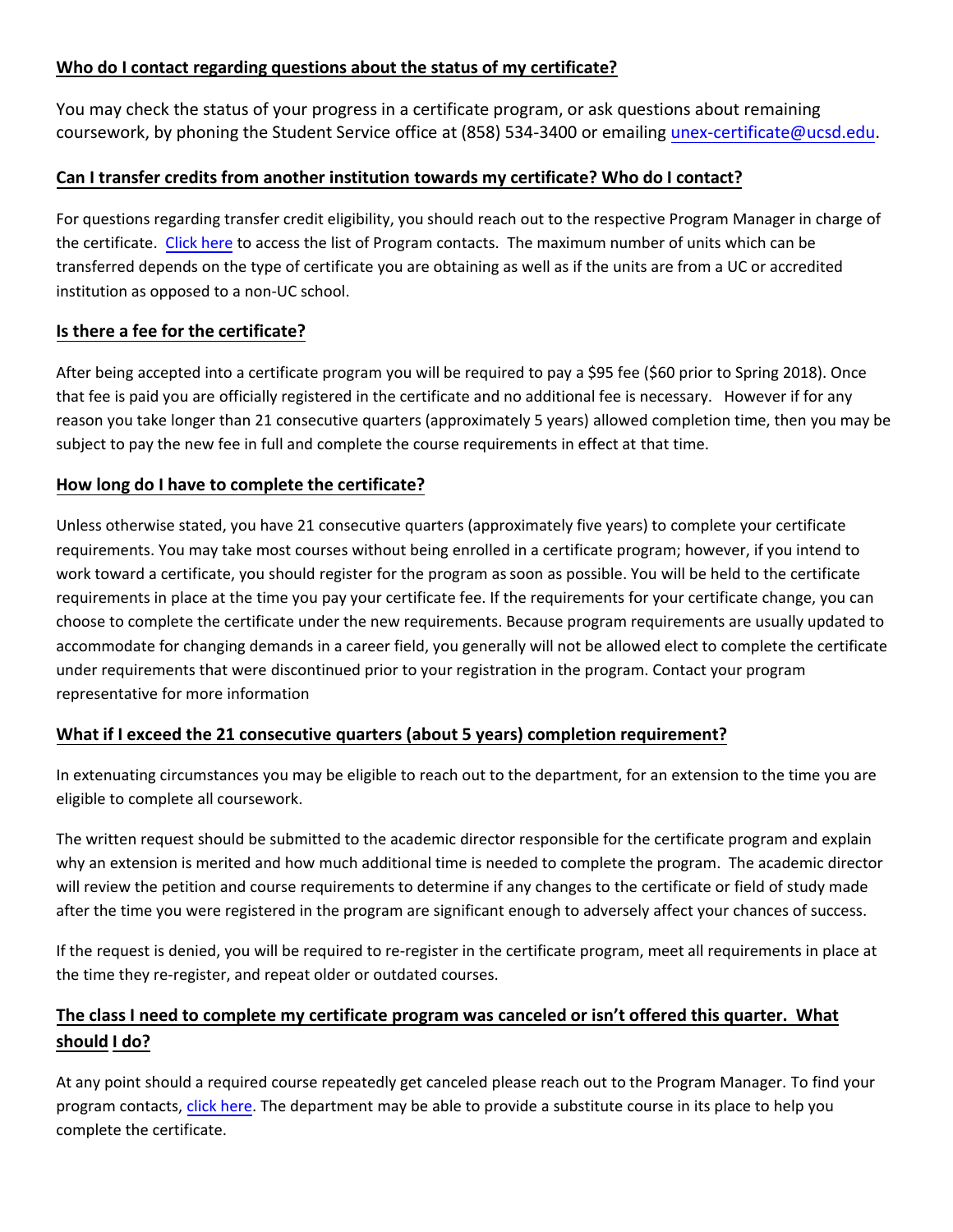**Who do I contact regarding questions about the status of my certificate?**

You may check the status of your progress in a certificate program, or ask questions about remaining coursework, by phoning the Student Service office at (858) 534-3400 or emailing unex-certificate@ucsd.edu.

**Can I transfer credits from another institution towards my certificate? Who do I contact?**

For questions regarding transfer credit eligibility, you should reach out to the respective Program Manager in charge of the certificate. Click here to access the list of Program contacts. The maximum number of units which can be transferred depends on the type of certificate you are obtaining as well as if the units are from a UC or accredited institution as opposed to a non-UC school.

**Is there a fee for the certificate?**

After being accepted into a certificate program you will be required to pay a $95 fee ($60 prior to Spring 2018). Once that fee is paid you are officially registered in the certificate and no additional fee is necessary. However if for any reason you take longer than 21 consecutive quarters (approximately 5 years) allowed completion time, then you may be subject to pay the new fee in full and complete the course requirements in effect at that time.

**How long do I have to complete the certificate?**

Unless otherwise stated, you have 21 consecutive quarters (approximately five years) to complete your certificate requirements. You may take most courses without being enrolled in a certificate program; however, if you intend to work toward a certificate, you should register for the program as soon as possible. You will be held to the certificate requirements in place at the time you pay your certificate fee. If the requirements for your certificate change, you can choose to complete the certificate under the new requirements. Because program requirements are usually updated to accommodate for changing demands in a career field, you generally will not be allowed elect to complete the certificate under requirements that were discontinued prior to your registration in the program. Contact your program representative for more information

**What if I exceed the 21 consecutive quarters (about 5 years) completion requirement?**

In extenuating circumstances you may be eligible to reach out to the department, for an extension to the time you are eligible to complete all coursework.

The written request should be submitted to the academic director responsible for the certificate program and explain why an extension is merited and how much additional time is needed to complete the program. The academic director will review the petition and course requirements to determine if any changes to the certificate or field of study made after the time you were registered in the program are significant enough to adversely affect your chances of success.

If the request is denied, you will be required to re-register in the certificate program, meet all requirements in place at the time they re-register, and repeat older or outdated courses.

**The class I need to complete my certificate program was canceled or isn't offered this quarter. What should I do?**

At any point should a required course repeatedly get canceled please reach out to the Program Manager. To find your program contacts, click here. The department may be able to provide a substitute course in its place to help you complete the certificate.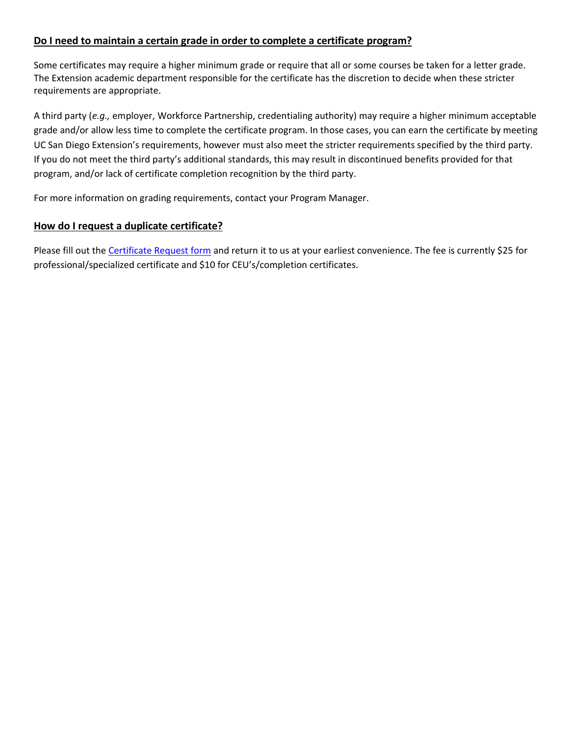## Do I need to maintain a certain grade in order to complete a certificate program?

Some certificates may require a higher minimum grade or require that all or some courses be taken for a letter grade. The Extension academic department responsible for the certificate has the discretion to decide when these stricter requirements are appropriate.

A third party (*e.g.,* employer, Workforce Partnership, credentialing authority) may require a higher minimum acceptable grade and/or allow less time to complete the certificate program. In those cases, you can earn the certificate by meeting UC San Diego Extension's requirements, however must also meet the stricter requirements specified by the third party. If you do not meet the third party's additional standards, this may result in discontinued benefits provided for that program, and/or lack of certificate completion recognition by the third party.

For more information on grading requirements, contact your Program Manager.

## How do I request a duplicate certificate?

Please fill out the [Certificate Request form]() and return it to us at your earliest convenience. The fee is currently $25 for professional/specialized certificate and $10 for CEU's/completion certificates.